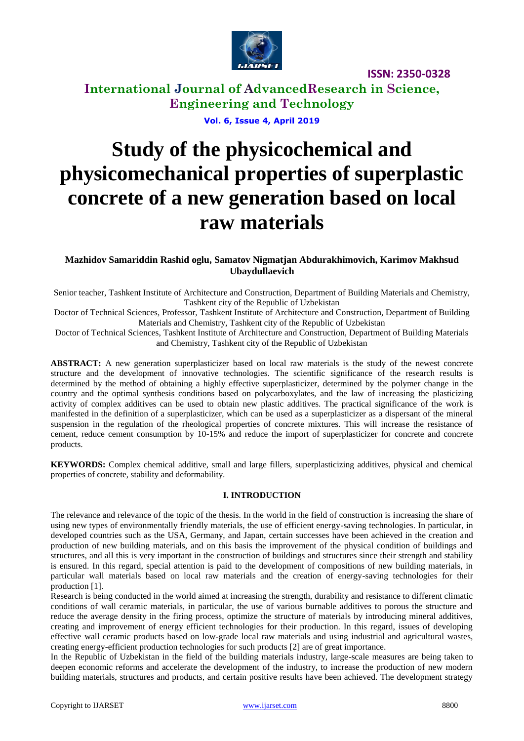# Study of the physicochemical and physicomechanical properties of superplastic concrete of a new generation based on local raw materials

**Mazhidov Samariddin Rashid oglu, Samatov Nigmatjan Abdurakhimovich, Karimov Makhsud Ubaydullaevich**

Senior teacher, Tashkent Institute of Architecture and Construction, Department of Building Materials and Chemistry, Tashkent city of the Republic of Uzbekistan

Doctor of Technical Sciences, Professor, Tashkent Institute of Architecture and Construction, Department of Building Materials and Chemistry, Tashkent city of the Republic of Uzbekistan

Doctor of Technical Sciences, Tashkent Institute of Architecture and Construction, Department of Building Materials and Chemistry, Tashkent city of the Republic of Uzbekistan

**ABSTRACT:** A new generation superplasticizer based on local raw materials is the study of the newest concrete structure and the development of innovative technologies. The scientific significance of the research results is determined by the method of obtaining a highly effective superplasticizer, determined by the polymer change in the country and the optimal synthesis conditions based on polycarboxylates, and the law of increasing the plasticizing activity of complex additives can be used to obtain new plastic additives. The practical significance of the work is manifested in the definition of a superplasticizer, which can be used as a superplasticizer as a dispersant of the mineral suspension in the regulation of the rheological properties of concrete mixtures. This will increase the resistance of cement, reduce cement consumption by 10-15% and reduce the import of superplasticizer for concrete and concrete products.

**KEYWORDS:** Complex chemical additive, small and large fillers, superplasticizing additives, physical and chemical properties of concrete, stability and deformability.

## I. INTRODUCTION

The relevance and relevance of the topic of the thesis. In the world in the field of construction is increasing the share of using new types of environmentally friendly materials, the use of efficient energy-saving technologies. In particular, in developed countries such as the USA, Germany, and Japan, certain successes have been achieved in the creation and production of new building materials, and on this basis the improvement of the physical condition of buildings and structures, and all this is very important in the construction of buildings and structures since their strength and stability is ensured. In this regard, special attention is paid to the development of compositions of new building materials, in particular wall materials based on local raw materials and the creation of energy-saving technologies for their production [1].

Research is being conducted in the world aimed at increasing the strength, durability and resistance to different climatic conditions of wall ceramic materials, in particular, the use of various burnable additives to porous the structure and reduce the average density in the firing process, optimize the structure of materials by introducing mineral additives, creating and improvement of energy efficient technologies for their production. In this regard, issues of developing effective wall ceramic products based on low-grade local raw materials and using industrial and agricultural wastes, creating energy-efficient production technologies for such products [2] are of great importance.

In the Republic of Uzbekistan in the field of the building materials industry, large-scale measures are being taken to deepen economic reforms and accelerate the development of the industry, to increase the production of new modern building materials, structures and products, and certain positive results have been achieved. The development strategy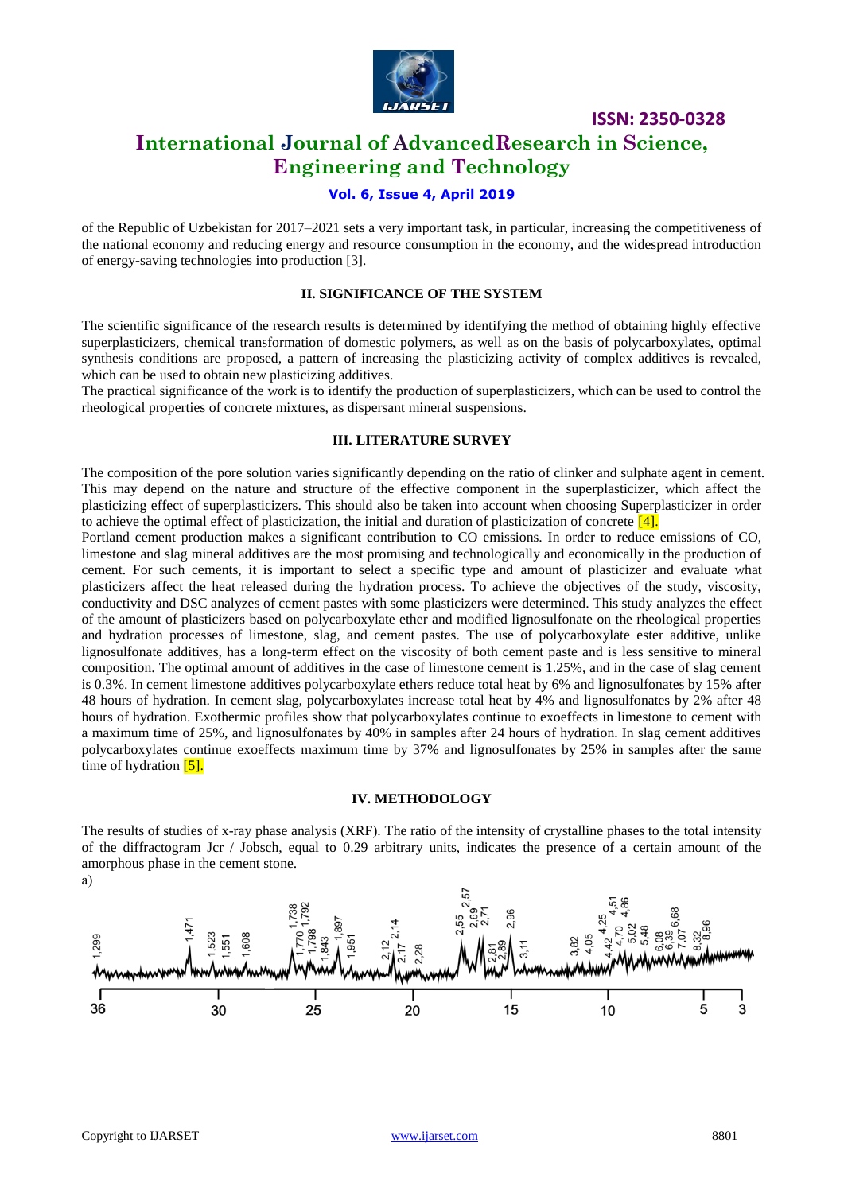of the Republic of Uzbekistan for 2017–2021 sets a very important task, in particular, increasing the competitiveness of the national economy and reducing energy and resource consumption in the economy, and the widespread introduction of energy-saving technologies into production [3].

## II. SIGNIFICANCE OF THE SYSTEM

The scientific significance of the research results is determined by identifying the method of obtaining highly effective superplasticizers, chemical transformation of domestic polymers, as well as on the basis of polycarboxylates, optimal synthesis conditions are proposed, a pattern of increasing the plasticizing activity of complex additives is revealed, which can be used to obtain new plasticizing additives.

The practical significance of the work is to identify the production of superplasticizers, which can be used to control the rheological properties of concrete mixtures, as dispersant mineral suspensions.

## III. LITERATURE SURVEY

The composition of the pore solution varies significantly depending on the ratio of clinker and sulphate agent in cement. This may depend on the nature and structure of the effective component in the superplasticizer, which affect the plasticizing effect of superplasticizers. This should also be taken into account when choosing Superplasticizer in order to achieve the optimal effect of plasticization, the initial and duration of plasticization of concrete [4].

Portland cement production makes a significant contribution to CO emissions. In order to reduce emissions of CO, limestone and slag mineral additives are the most promising and technologically and economically in the production of cement. For such cements, it is important to select a specific type and amount of plasticizer and evaluate what plasticizers affect the heat released during the hydration process. To achieve the objectives of the study, viscosity, conductivity and DSC analyzes of cement pastes with some plasticizers were determined. This study analyzes the effect of the amount of plasticizers based on polycarboxylate ether and modified lignosulfonate on the rheological properties and hydration processes of limestone, slag, and cement pastes. The use of polycarboxylate ester additive, unlike lignosulfonate additives, has a long-term effect on the viscosity of both cement paste and is less sensitive to mineral composition. The optimal amount of additives in the case of limestone cement is 1.25%, and in the case of slag cement is 0.3%. In cement limestone additives polycarboxylate ethers reduce total heat by 6% and lignosulfonates by 15% after 48 hours of hydration. In cement slag, polycarboxylates increase total heat by 4% and lignosulfonates by 2% after 48 hours of hydration. Exothermic profiles show that polycarboxylates continue to exoeffects in limestone to cement with a maximum time of 25%, and lignosulfonates by 40% in samples after 24 hours of hydration. In slag cement additives polycarboxylates continue exoeffects maximum time by 37% and lignosulfonates by 25% in samples after the same time of hydration [5].

## IV. METHODOLOGY

The results of studies of x-ray phase analysis (XRF). The ratio of the intensity of crystalline phases to the total intensity of the diffractogram Jcr / Jobsch, equal to 0.29 arbitrary units, indicates the presence of a certain amount of the amorphous phase in the cement stone.

a)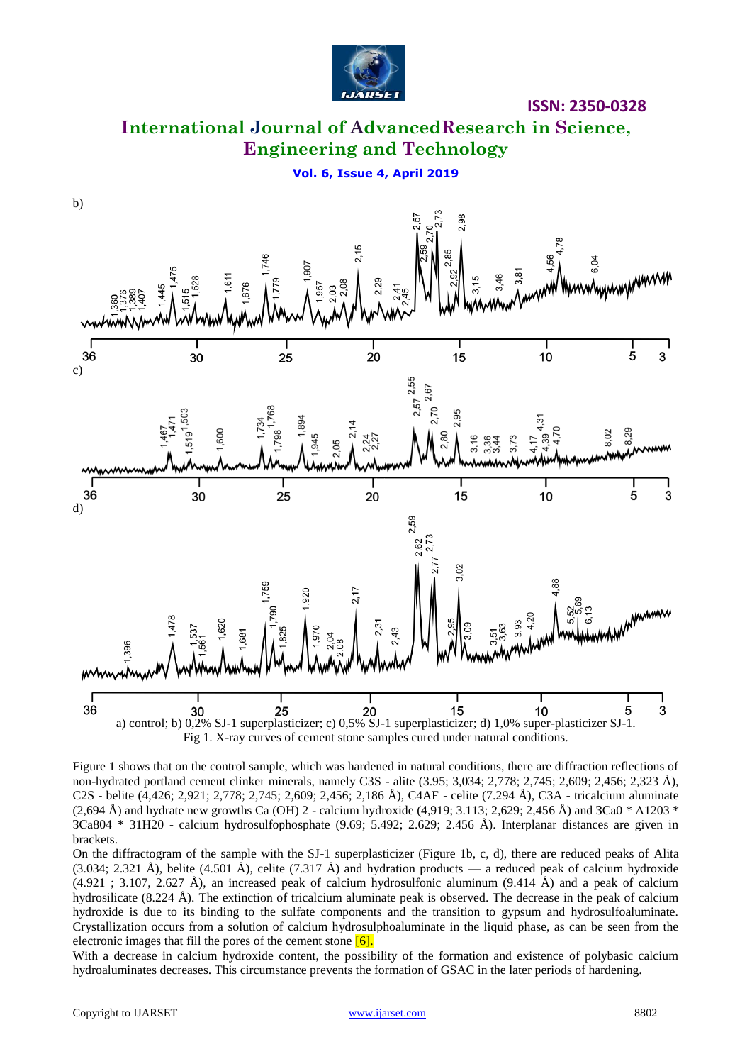a) control; b) 0,2% SJ-1 superplasticizer; c) 0,5% SJ-1 superplasticizer; d) 1,0% super-plasticizer SJ-1.

Fig 1. X-ray curves of cement stone samples cured under natural conditions.

Figure 1 shows that on the control sample, which was hardened in natural conditions, there are diffraction reflections of non-hydrated portland cement clinker minerals, namely C3S - alite (3.95; 3,034; 2,778; 2,745; 2,609; 2,456; 2,323 Å), C2S - belite (4,426; 2,921; 2,778; 2,745; 2,609; 2,456; 2,186 Å), C4AF - celite (7.294 Å), C3A - tricalcium aluminate (2,694 Å) and hydrate new growths Ca (OH) 2 - calcium hydroxide (4,919; 3.113; 2,629; 2,456 Å) and 3Ca0 * A1203 * 3Ca804 * 31H20 - calcium hydrosulfophosphate (9.69; 5.492; 2.629; 2.456 Å). Interplanar distances are given in brackets.

On the diffractogram of the sample with the SJ-1 superplasticizer (Figure 1b, c, d), there are reduced peaks of Alita (3.034; 2.321 Å), belite (4.501 Å), celite (7.317 Å) and hydration products — a reduced peak of calcium hydroxide (4.921 ; 3.107, 2.627 Å), an increased peak of calcium hydrosulfonic aluminum (9.414 Å) and a peak of calcium hydrosilicate (8.224 Å). The extinction of tricalcium aluminate peak is observed. The decrease in the peak of calcium hydroxide is due to its binding to the sulfate components and the transition to gypsum and hydrosulfoaluminate. Crystallization occurs from a solution of calcium hydrosulphoaluminate in the liquid phase, as can be seen from the electronic images that fill the pores of the cement stone [6].

With a decrease in calcium hydroxide content, the possibility of the formation and existence of polybasic calcium hydroaluminates decreases. This circumstance prevents the formation of GSAC in the later periods of hardening.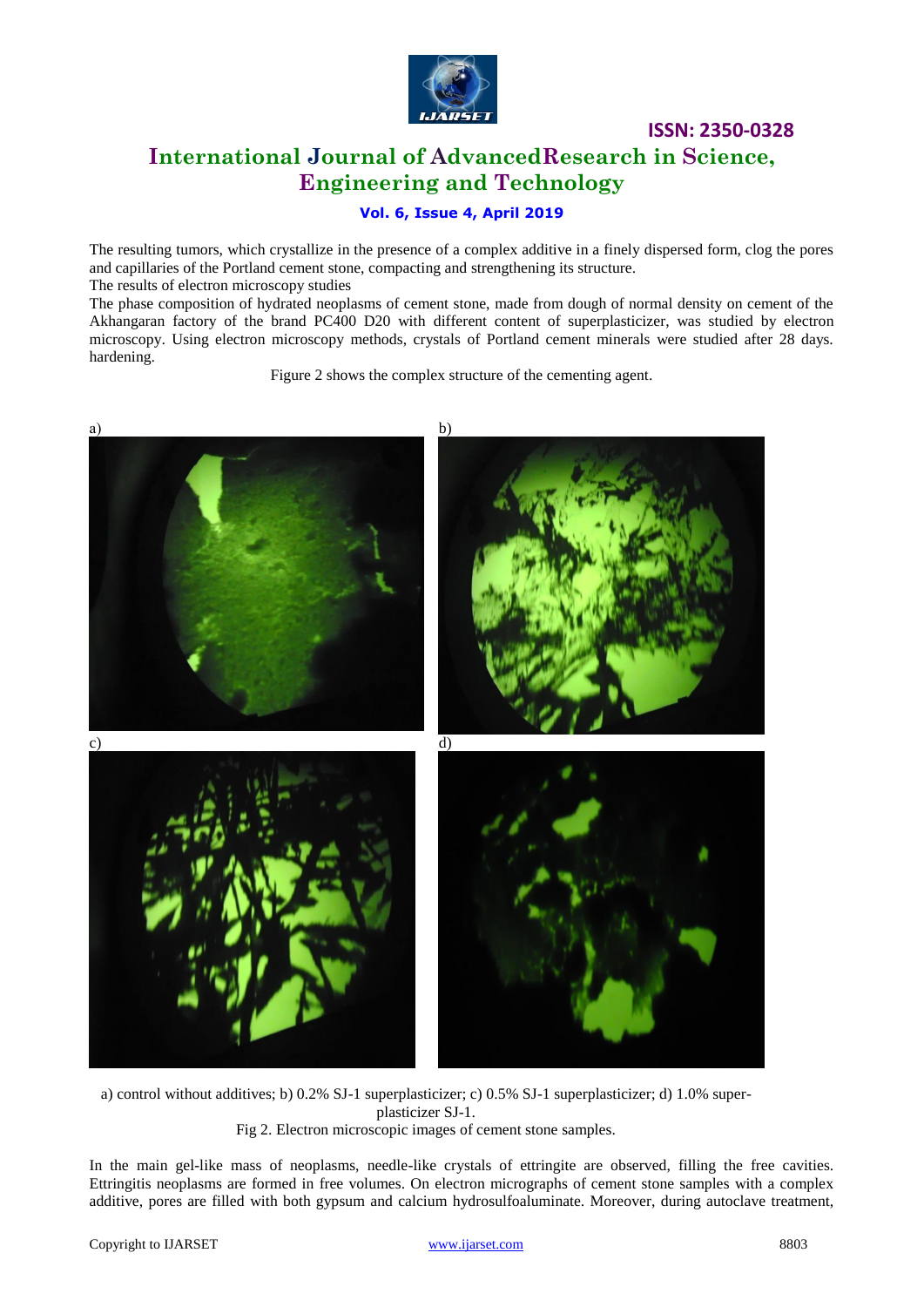The resulting tumors, which crystallize in the presence of a complex additive in a finely dispersed form, clog the pores and capillaries of the Portland cement stone, compacting and strengthening its structure.

The results of electron microscopy studies

The phase composition of hydrated neoplasms of cement stone, made from dough of normal density on cement of the Akhangaran factory of the brand PC400 D20 with different content of superplasticizer, was studied by electron microscopy. Using electron microscopy methods, crystals of Portland cement minerals were studied after 28 days. hardening.

Figure 2 shows the complex structure of the cementing agent.

a) control without additives; b) 0.2% SJ-1 superplasticizer; c) 0.5% SJ-1 superplasticizer; d) 1.0% super-plasticizer SJ-1.

Fig 2. Electron microscopic images of cement stone samples.

In the main gel-like mass of neoplasms, needle-like crystals of ettringite are observed, filling the free cavities. Ettringitis neoplasms are formed in free volumes. On electron micrographs of cement stone samples with a complex additive, pores are filled with both gypsum and calcium hydrosulfoaluminate. Moreover, during autoclave treatment,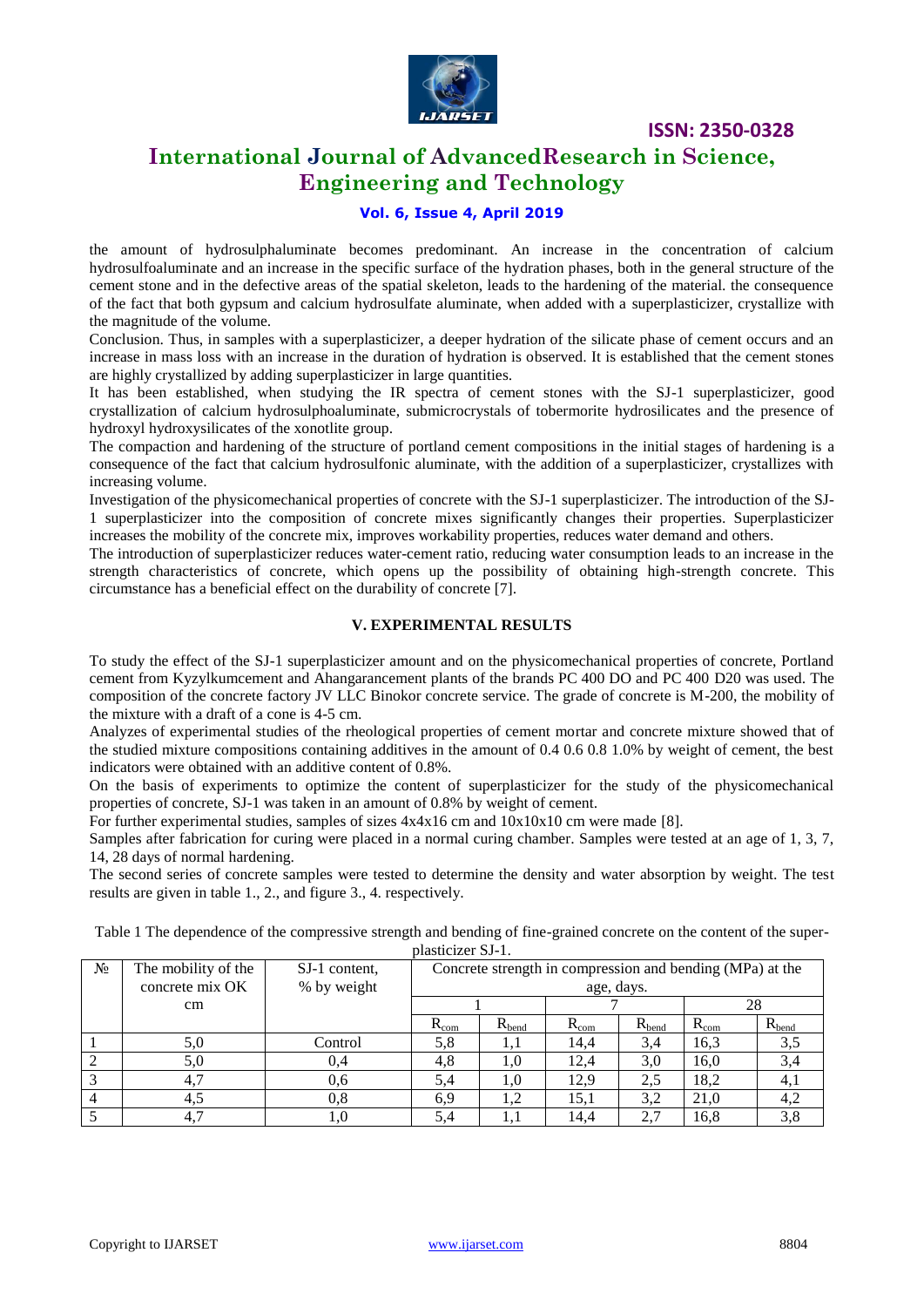the amount of hydrosulphaluminate becomes predominant. An increase in the concentration of calcium hydrosulfoaluminate and an increase in the specific surface of the hydration phases, both in the general structure of the cement stone and in the defective areas of the spatial skeleton, leads to the hardening of the material. the consequence of the fact that both gypsum and calcium hydrosulfate aluminate, when added with a superplasticizer, crystallize with the magnitude of the volume.

Conclusion. Thus, in samples with a superplasticizer, a deeper hydration of the silicate phase of cement occurs and an increase in mass loss with an increase in the duration of hydration is observed. It is established that the cement stones are highly crystallized by adding superplasticizer in large quantities.

It has been established, when studying the IR spectra of cement stones with the SJ-1 superplasticizer, good crystallization of calcium hydrosulphoaluminate, submicrocrystals of tobermorite hydrosilicates and the presence of hydroxyl hydroxysilicates of the xonotlite group.

The compaction and hardening of the structure of portland cement compositions in the initial stages of hardening is a consequence of the fact that calcium hydrosulfonic aluminate, with the addition of a superplasticizer, crystallizes with increasing volume.

Investigation of the physicomechanical properties of concrete with the SJ-1 superplasticizer. The introduction of the SJ-1 superplasticizer into the composition of concrete mixes significantly changes their properties. Superplasticizer increases the mobility of the concrete mix, improves workability properties, reduces water demand and others.

The introduction of superplasticizer reduces water-cement ratio, reducing water consumption leads to an increase in the strength characteristics of concrete, which opens up the possibility of obtaining high-strength concrete. This circumstance has a beneficial effect on the durability of concrete [7].

## V. EXPERIMENTAL RESULTS

To study the effect of the SJ-1 superplasticizer amount and on the physicomechanical properties of concrete, Portland cement from Kyzylkumcement and Ahangarancement plants of the brands PC 400 DO and PC 400 D20 was used. The composition of the concrete factory JV LLC Binokor concrete service. The grade of concrete is M-200, the mobility of the mixture with a draft of a cone is 4-5 cm.

Analyzes of experimental studies of the rheological properties of cement mortar and concrete mixture showed that of the studied mixture compositions containing additives in the amount of 0.4 0.6 0.8 1.0% by weight of cement, the best indicators were obtained with an additive content of 0.8%.

On the basis of experiments to optimize the content of superplasticizer for the study of the physicomechanical properties of concrete, SJ-1 was taken in an amount of 0.8% by weight of cement.

For further experimental studies, samples of sizes 4x4x16 cm and 10x10x10 cm were made [8].

Samples after fabrication for curing were placed in a normal curing chamber. Samples were tested at an age of 1, 3, 7, 14, 28 days of normal hardening.

The second series of concrete samples were tested to determine the density and water absorption by weight. The test results are given in table 1., 2., and figure 3., 4. respectively.

Table 1 The dependence of the compressive strength and bending of fine-grained concrete on the content of the super-plasticizer SJ-1.

| № | The mobility of the concrete mix OK cm | SJ-1 content, % by weight | Concrete strength in compression and bending (MPa) at the age, days. | | | | | |
|---|---|---|---|---|---|---|---|---|
| | | | 1 | | 7 | | 28 | |
| | | | $R_{com}$ | $R_{bend}$ | $R_{com}$ | $R_{bend}$ | $R_{com}$ | $R_{bend}$ |
| 1 | 5,0 | Control | 5,8 | 1,1 | 14,4 | 3,4 | 16,3 | 3,5 |
| 2 | 5,0 | 0,4 | 4,8 | 1,0 | 12,4 | 3,0 | 16,0 | 3,4 |
| 3 | 4,7 | 0,6 | 5,4 | 1,0 | 12,9 | 2,5 | 18,2 | 4,1 |
| 4 | 4,5 | 0,8 | 6,9 | 1,2 | 15,1 | 3,2 | 21,0 | 4,2 |
| 5 | 4,7 | 1,0 | 5,4 | 1,1 | 14,4 | 2,7 | 16,8 | 3,8 |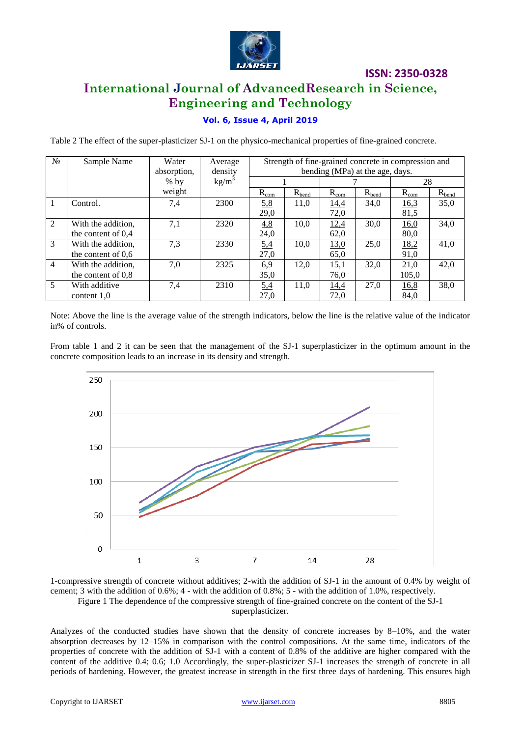Table 2 The effect of the super-plasticizer SJ-1 on the physico-mechanical properties of fine-grained concrete.

| № | Sample Name | Water absorption, % by weight | Average density kg/m$^3$ | Strength of fine-grained concrete in compression and bending (MPa) at the age, days. | | | | | |
|---|---|---|---|---|---|---|---|---|---|
| | | | | 1 | | 7 | | 28 | |
| | | | | $R_{com}$ | $R_{bend}$ | $R_{com}$ | $R_{bend}$ | $R_{com}$ | $R_{bend}$ |
| 1 | Control. | 7,4 | 2300 | 5,8 / 29,0 | 11,0 | 14,4 / 72,0 | 34,0 | 16,3 / 81,5 | 35,0 |
| 2 | With the addition, the content of 0,4 | 7,1 | 2320 | 4,8 / 24,0 | 10,0 | 12,4 / 62,0 | 30,0 | 16,0 / 80,0 | 34,0 |
| 3 | With the addition, the content of 0,6 | 7,3 | 2330 | 5,4 / 27,0 | 10,0 | 13,0 / 65,0 | 25,0 | 18,2 / 91,0 | 41,0 |
| 4 | With the addition, the content of 0,8 | 7,0 | 2325 | 6,9 / 35,0 | 12,0 | 15,1 / 76,0 | 32,0 | 21,0 / 105,0 | 42,0 |
| 5 | With additive content 1,0 | 7,4 | 2310 | 5,4 / 27,0 | 11,0 | 14,4 / 72,0 | 27,0 | 16,8 / 84,0 | 38,0 |

Note: Above the line is the average value of the strength indicators, below the line is the relative value of the indicator in% of controls.

From table 1 and 2 it can be seen that the management of the SJ-1 superplasticizer in the optimum amount in the concrete composition leads to an increase in its density and strength.

1-compressive strength of concrete without additives; 2-with the addition of SJ-1 in the amount of 0.4% by weight of cement; 3 with the addition of 0.6%; 4 - with the addition of 0.8%; 5 - with the addition of 1.0%, respectively.

Figure 1 The dependence of the compressive strength of fine-grained concrete on the content of the SJ-1 superplasticizer.

Analyzes of the conducted studies have shown that the density of concrete increases by 8–10%, and the water absorption decreases by 12–15% in comparison with the control compositions. At the same time, indicators of the properties of concrete with the addition of SJ-1 with a content of 0.8% of the additive are higher compared with the content of the additive 0.4; 0.6; 1.0 Accordingly, the super-plasticizer SJ-1 increases the strength of concrete in all periods of hardening. However, the greatest increase in strength in the first three days of hardening. This ensures high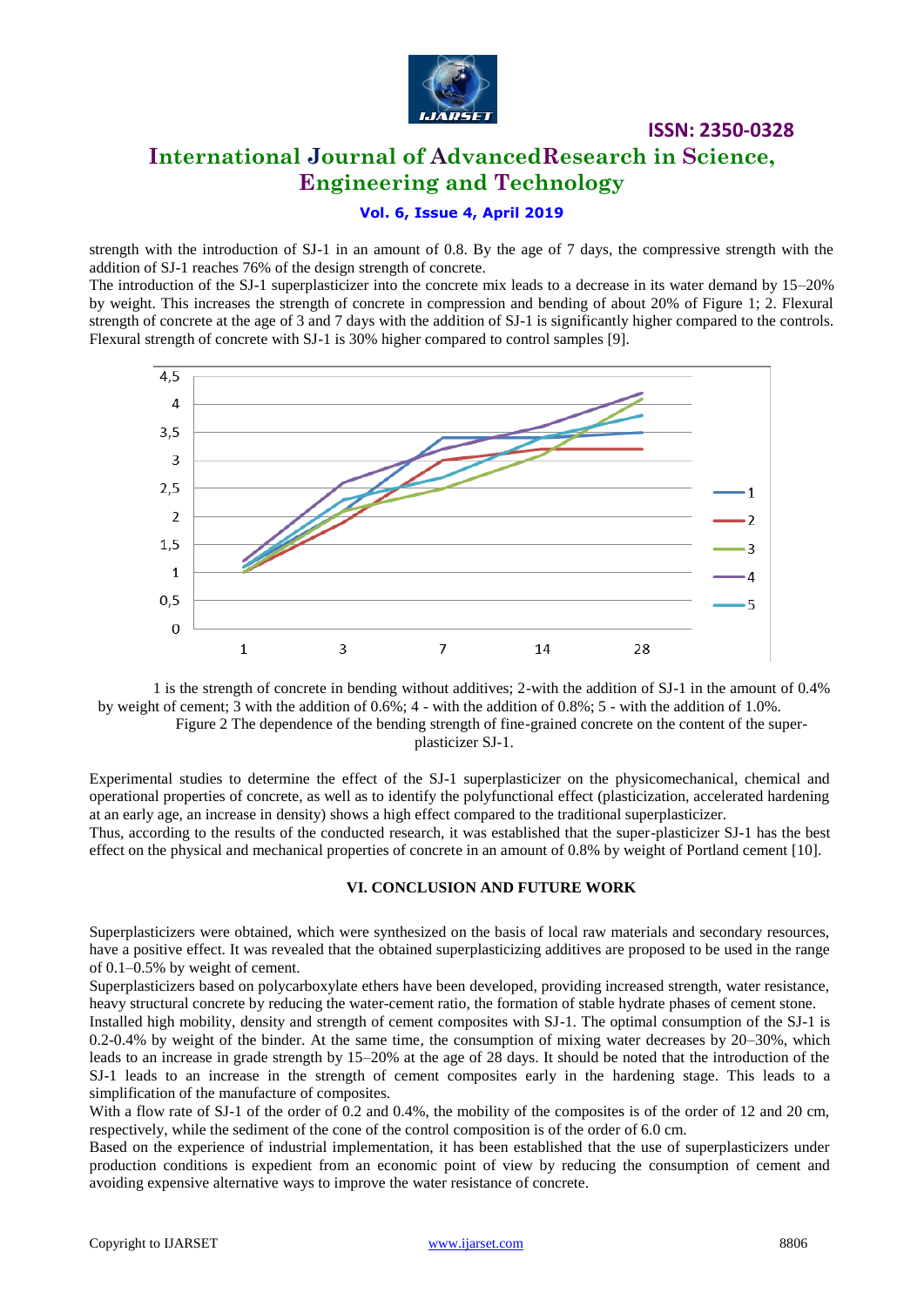strength with the introduction of SJ-1 in an amount of 0.8. By the age of 7 days, the compressive strength with the addition of SJ-1 reaches 76% of the design strength of concrete.

The introduction of the SJ-1 superplasticizer into the concrete mix leads to a decrease in its water demand by 15–20% by weight. This increases the strength of concrete in compression and bending of about 20% of Figure 1; 2. Flexural strength of concrete at the age of 3 and 7 days with the addition of SJ-1 is significantly higher compared to the controls. Flexural strength of concrete with SJ-1 is 30% higher compared to control samples [9].

1 is the strength of concrete in bending without additives; 2-with the addition of SJ-1 in the amount of 0.4% by weight of cement; 3 with the addition of 0.6%; 4 - with the addition of 0.8%; 5 - with the addition of 1.0%.

Figure 2 The dependence of the bending strength of fine-grained concrete on the content of the super-plasticizer SJ-1.

Experimental studies to determine the effect of the SJ-1 superplasticizer on the physicomechanical, chemical and operational properties of concrete, as well as to identify the polyfunctional effect (plasticization, accelerated hardening at an early age, an increase in density) shows a high effect compared to the traditional superplasticizer.

Thus, according to the results of the conducted research, it was established that the super-plasticizer SJ-1 has the best effect on the physical and mechanical properties of concrete in an amount of 0.8% by weight of Portland cement [10].

## VI. CONCLUSION AND FUTURE WORK

Superplasticizers were obtained, which were synthesized on the basis of local raw materials and secondary resources, have a positive effect. It was revealed that the obtained superplasticizing additives are proposed to be used in the range of 0.1–0.5% by weight of cement.

Superplasticizers based on polycarboxylate ethers have been developed, providing increased strength, water resistance, heavy structural concrete by reducing the water-cement ratio, the formation of stable hydrate phases of cement stone.

Installed high mobility, density and strength of cement composites with SJ-1. The optimal consumption of the SJ-1 is 0.2-0.4% by weight of the binder. At the same time, the consumption of mixing water decreases by 20–30%, which leads to an increase in grade strength by 15–20% at the age of 28 days. It should be noted that the introduction of the SJ-1 leads to an increase in the strength of cement composites early in the hardening stage. This leads to a simplification of the manufacture of composites.

With a flow rate of SJ-1 of the order of 0.2 and 0.4%, the mobility of the composites is of the order of 12 and 20 cm, respectively, while the sediment of the cone of the control composition is of the order of 6.0 cm.

Based on the experience of industrial implementation, it has been established that the use of superplasticizers under production conditions is expedient from an economic point of view by reducing the consumption of cement and avoiding expensive alternative ways to improve the water resistance of concrete.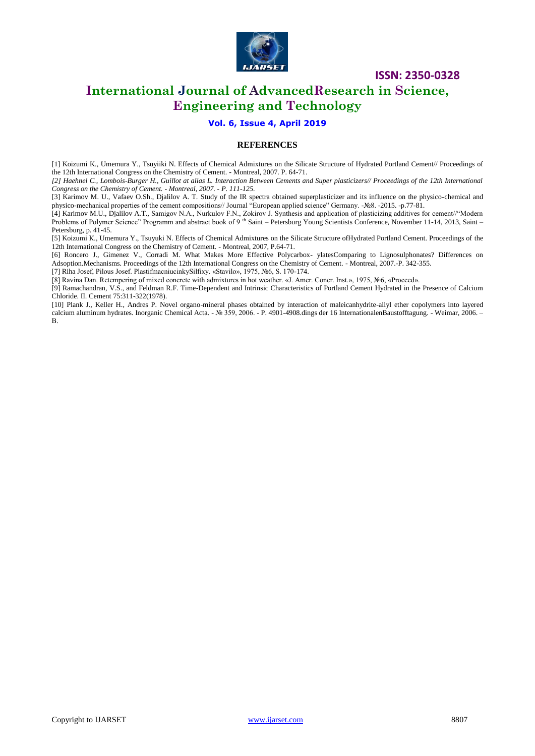## REFERENCES

[1] Koizumi K., Umemura Y., Tsuyiiki N. Effects of Chemical Admixtures on the Silicate Structure of Hydrated Portland Cement// Proceedings of the 12th International Congress on the Chemistry of Cement. - Montreal, 2007. P. 64-71.

*[2] Haehnel C., Lombois-Burger H., Guillot at alias L. Interaction Between Cements and Super plasticizers// Proceedings of the 12th International Congress on the Chemistry of Cement. - Montreal, 2007. - P. 111-125.*

[3] Karimov M. U., Vafaev O.Sh., Djalilov A. T. Study of the IR spectra obtained superplasticizer and its influence on the physico-chemical and physico-mechanical properties of the cement compositions// Journal "European applied science" Germany. -№8. -2015. -p.77-81.

[4] Karimov M.U., Djalilov A.T., Samigov N.A., Nurkulov F.N., Zokirov J. Synthesis and application of plasticizing additives for cement//"Modern Problems of Polymer Science" Programm and abstract book of 9 th Saint – Petersburg Young Scientists Conference, November 11-14, 2013, Saint – Petersburg, p. 41-45.

[5] Koizumi K., Umemura Y., Tsuyuki N. Effects of Chemical Admixtures on the Silicate Structure ofHydrated Portland Cement. Proceedings of the 12th International Congress on the Chemistry of Cement. - Montreal, 2007, P.64-71.

[6] Roncero J., Gimenez V., Corradi M. What Makes More Effective Polycarbox- ylatesComparing to Lignosulphonates? Differences on Adsoption.Mechanisms. Proceedings of the 12th International Congress on the Chemistry of Cement. - Montreal, 2007.-P. 342-355.

[7] Riha Josef, Pilous Josef. PlastifmacniucinkySilfixy. «Stavilo», 1975, №6, S. 170-174.

[8] Ravina Dan. Retempering of mixed concrete with admixtures in hot weather. «J. Amer. Concr. Inst.», 1975, №6, «Proceed».

[9] Ramachandran, V.S., and Feldman R.F. Time-Dependent and Intrinsic Characteristics of Portland Cement Hydrated in the Presence of Calcium Chloride. II. Cement 75:311-322(1978).

[10] Plank J., Keller H., Andres P. Novel organo-mineral phases obtained by interaction of maleicanhydrite-allyl ether copolymers into layered calcium aluminum hydrates. Inorganic Chemical Acta. - № 359, 2006. - P. 4901-4908.dings der 16 InternationalenBaustofftagung. - Weimar, 2006. – B.